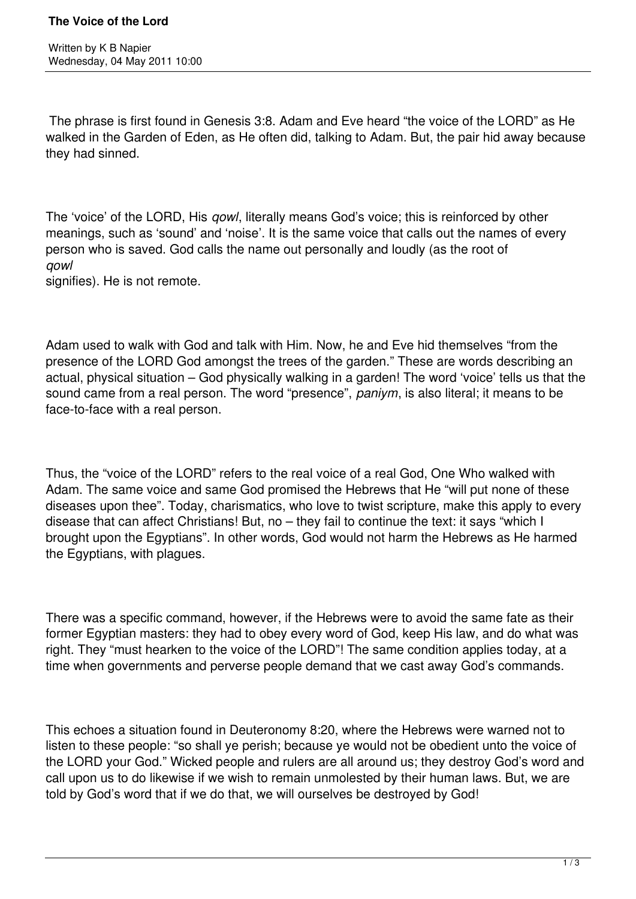# The Voice of the Lord

Written by K B Napier
Wednesday, 04 May 2011 10:00

The phrase is first found in Genesis 3:8. Adam and Eve heard "the voice of the LORD" as He walked in the Garden of Eden, as He often did, talking to Adam. But, the pair hid away because they had sinned.

The 'voice' of the LORD, His *qowl*, literally means God's voice; this is reinforced by other meanings, such as 'sound' and 'noise'. It is the same voice that calls out the names of every person who is saved. God calls the name out personally and loudly (as the root of *qowl* signifies). He is not remote.

Adam used to walk with God and talk with Him. Now, he and Eve hid themselves "from the presence of the LORD God amongst the trees of the garden." These are words describing an actual, physical situation – God physically walking in a garden! The word 'voice' tells us that the sound came from a real person. The word "presence", *paniym*, is also literal; it means to be face-to-face with a real person.

Thus, the "voice of the LORD" refers to the real voice of a real God, One Who walked with Adam. The same voice and same God promised the Hebrews that He "will put none of these diseases upon thee". Today, charismatics, who love to twist scripture, make this apply to every disease that can affect Christians! But, no – they fail to continue the text: it says "which I brought upon the Egyptians". In other words, God would not harm the Hebrews as He harmed the Egyptians, with plagues.

There was a specific command, however, if the Hebrews were to avoid the same fate as their former Egyptian masters: they had to obey every word of God, keep His law, and do what was right. They "must hearken to the voice of the LORD"! The same condition applies today, at a time when governments and perverse people demand that we cast away God's commands.

This echoes a situation found in Deuteronomy 8:20, where the Hebrews were warned not to listen to these people: "so shall ye perish; because ye would not be obedient unto the voice of the LORD your God." Wicked people and rulers are all around us; they destroy God's word and call upon us to do likewise if we wish to remain unmolested by their human laws. But, we are told by God's word that if we do that, we will ourselves be destroyed by God!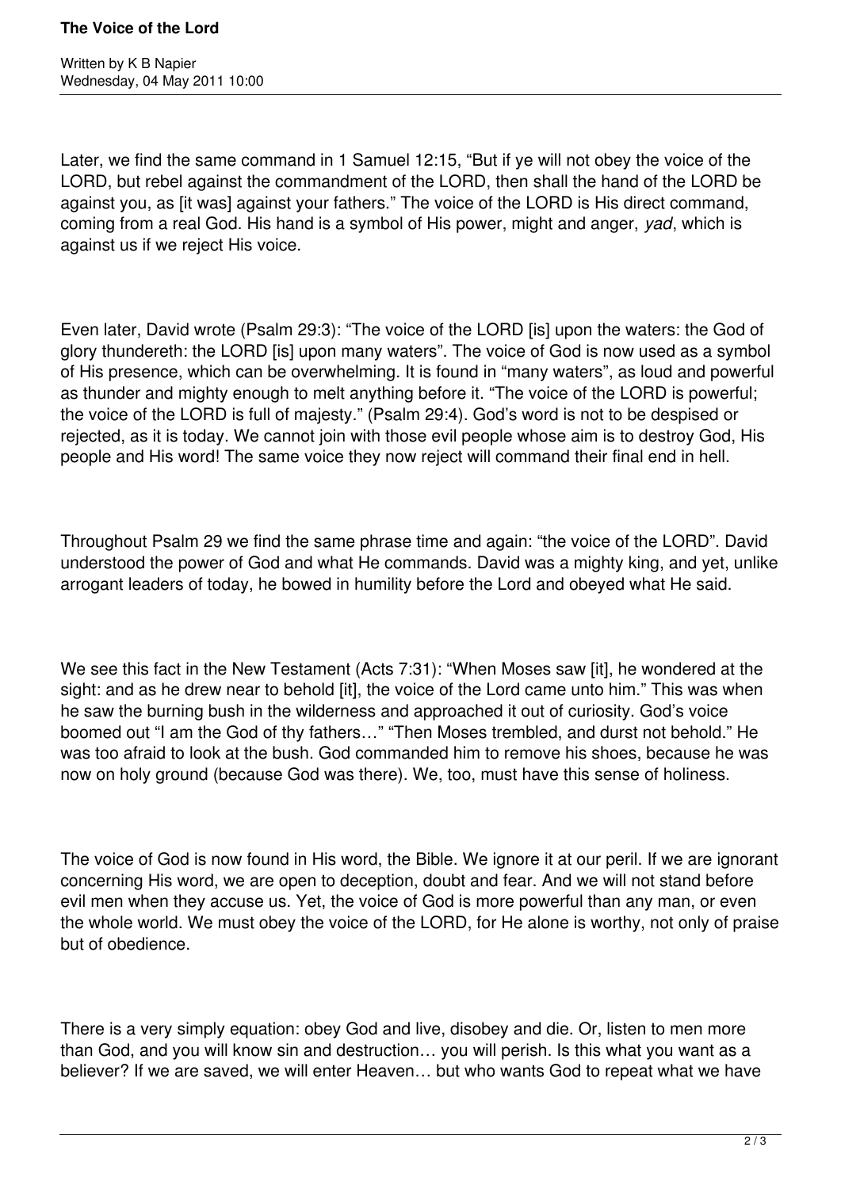Later, we find the same command in 1 Samuel 12:15, "But if ye will not obey the voice of the LORD, but rebel against the commandment of the LORD, then shall the hand of the LORD be against you, as [it was] against your fathers." The voice of the LORD is His direct command, coming from a real God. His hand is a symbol of His power, might and anger, *yad*, which is against us if we reject His voice.

Even later, David wrote (Psalm 29:3): "The voice of the LORD [is] upon the waters: the God of glory thundereth: the LORD [is] upon many waters". The voice of God is now used as a symbol of His presence, which can be overwhelming. It is found in "many waters", as loud and powerful as thunder and mighty enough to melt anything before it. "The voice of the LORD is powerful; the voice of the LORD is full of majesty." (Psalm 29:4). God's word is not to be despised or rejected, as it is today. We cannot join with those evil people whose aim is to destroy God, His people and His word! The same voice they now reject will command their final end in hell.

Throughout Psalm 29 we find the same phrase time and again: "the voice of the LORD". David understood the power of God and what He commands. David was a mighty king, and yet, unlike arrogant leaders of today, he bowed in humility before the Lord and obeyed what He said.

We see this fact in the New Testament (Acts 7:31): "When Moses saw [it], he wondered at the sight: and as he drew near to behold [it], the voice of the Lord came unto him." This was when he saw the burning bush in the wilderness and approached it out of curiosity. God's voice boomed out "I am the God of thy fathers…" "Then Moses trembled, and durst not behold." He was too afraid to look at the bush. God commanded him to remove his shoes, because he was now on holy ground (because God was there). We, too, must have this sense of holiness.

The voice of God is now found in His word, the Bible. We ignore it at our peril. If we are ignorant concerning His word, we are open to deception, doubt and fear. And we will not stand before evil men when they accuse us. Yet, the voice of God is more powerful than any man, or even the whole world. We must obey the voice of the LORD, for He alone is worthy, not only of praise but of obedience.

There is a very simply equation: obey God and live, disobey and die. Or, listen to men more than God, and you will know sin and destruction… you will perish. Is this what you want as a believer? If we are saved, we will enter Heaven… but who wants God to repeat what we have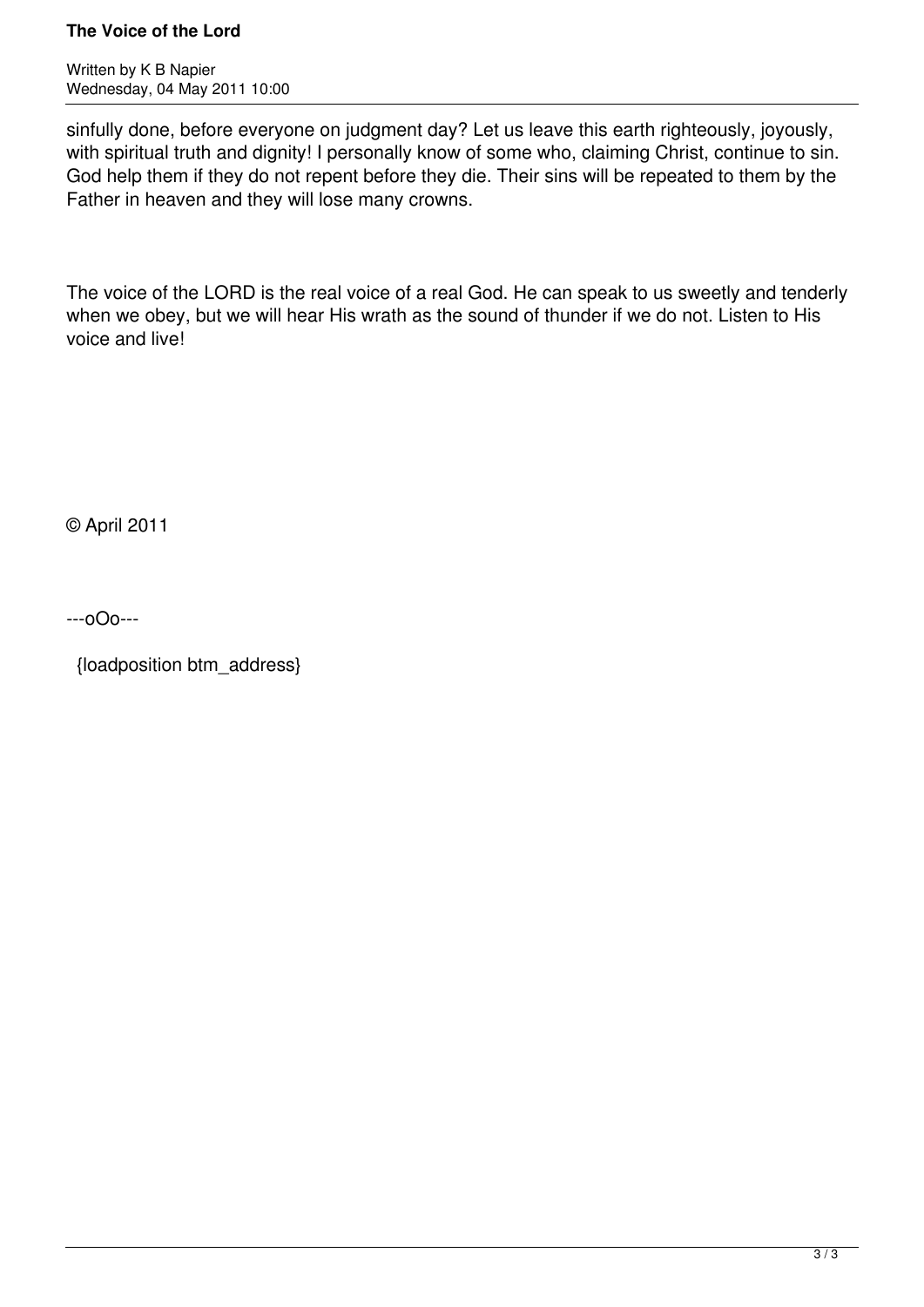sinfully done, before everyone on judgment day? Let us leave this earth righteously, joyously, with spiritual truth and dignity! I personally know of some who, claiming Christ, continue to sin. God help them if they do not repent before they die. Their sins will be repeated to them by the Father in heaven and they will lose many crowns.

The voice of the LORD is the real voice of a real God. He can speak to us sweetly and tenderly when we obey, but we will hear His wrath as the sound of thunder if we do not. Listen to His voice and live!

© April 2011

---oOo---

{loadposition btm_address}